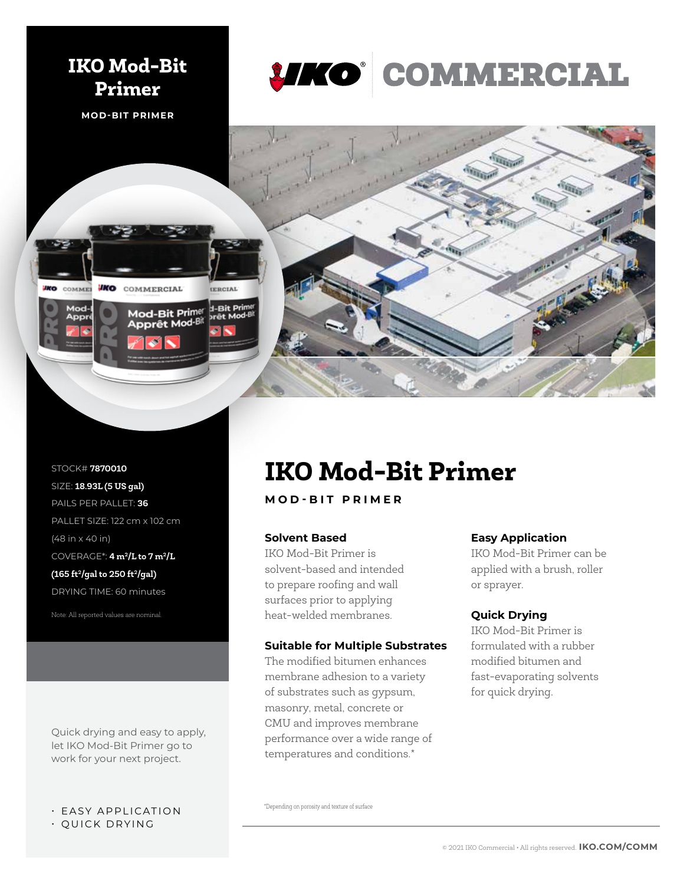# IKO Mod-Bit Primer

**MOD-BIT PRIMER**

IKO COMMERCIAL

STOCK# **7870010**
SIZE: **18.93L (5 US gal)**
PAILS PER PALLET: **36**
PALLET SIZE: 122 cm x 102 cm (48 in x 40 in)
COVERAGE*: **4 m²/L to 7 m²/L (165 ft²/gal to 250 ft²/gal)**
DRYING TIME: 60 minutes

Note: All reported values are nominal.

Quick drying and easy to apply, let IKO Mod-Bit Primer go to work for your next project.

- EASY APPLICATION
- QUICK DRYING

# IKO Mod-Bit Primer

**MOD-BIT PRIMER**

### Solvent Based

IKO Mod-Bit Primer is solvent-based and intended to prepare roofing and wall surfaces prior to applying heat-welded membranes.

### Suitable for Multiple Substrates

The modified bitumen enhances membrane adhesion to a variety of substrates such as gypsum, masonry, metal, concrete or CMU and improves membrane performance over a wide range of temperatures and conditions.*

### Easy Application

IKO Mod-Bit Primer can be applied with a brush, roller or sprayer.

### Quick Drying

IKO Mod-Bit Primer is formulated with a rubber modified bitumen and fast-evaporating solvents for quick drying.

*Depending on porosity and texture of surface

© 2021 IKO Commercial • All rights reserved. **IKO.COM/COMM**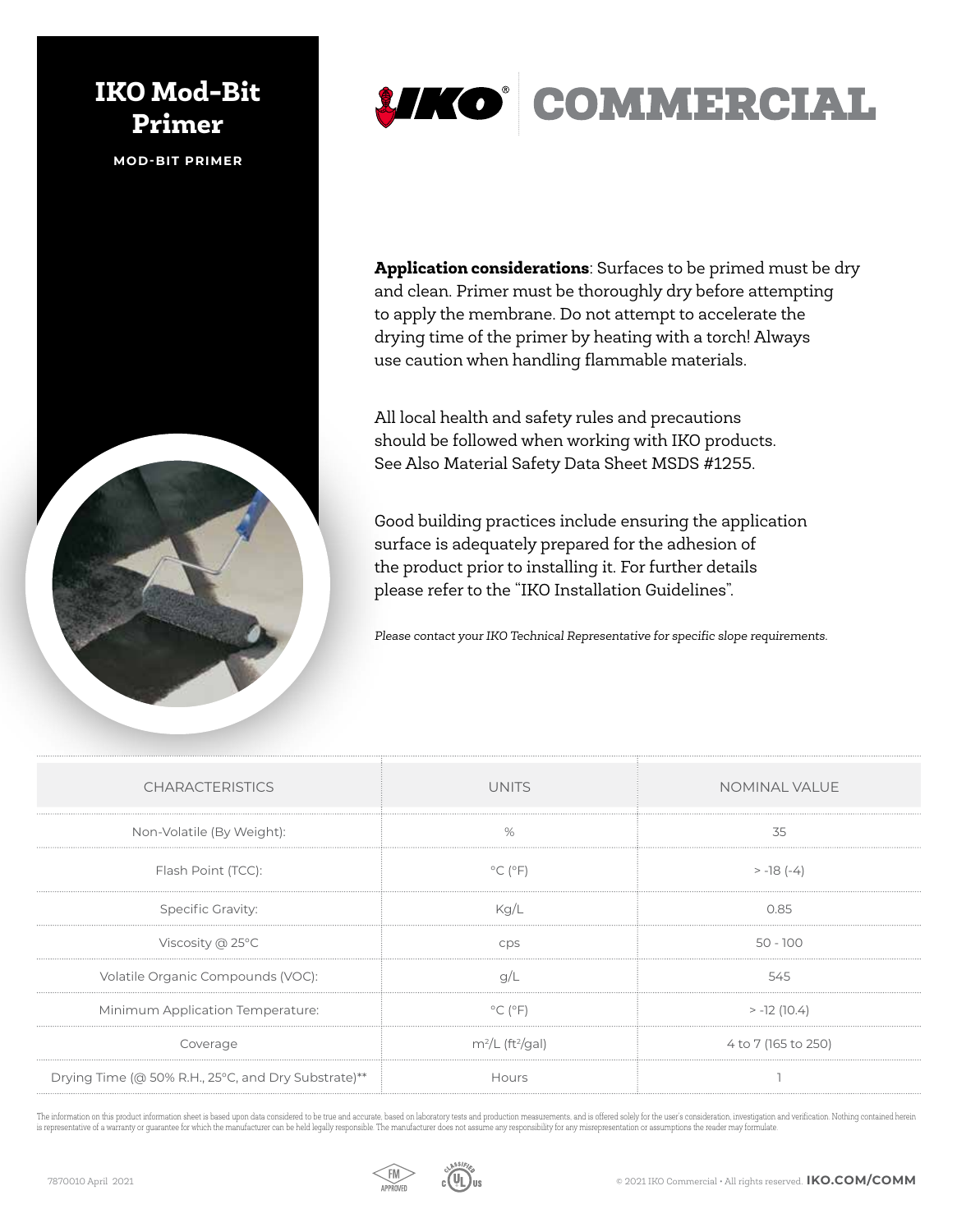# IKO Mod-Bit Primer

**MOD-BIT PRIMER**

IKO COMMERCIAL

**Application considerations**: Surfaces to be primed must be dry and clean. Primer must be thoroughly dry before attempting to apply the membrane. Do not attempt to accelerate the drying time of the primer by heating with a torch! Always use caution when handling flammable materials.

All local health and safety rules and precautions should be followed when working with IKO products. See Also Material Safety Data Sheet MSDS #1255.

Good building practices include ensuring the application surface is adequately prepared for the adhesion of the product prior to installing it. For further details please refer to the "IKO Installation Guidelines".

*Please contact your IKO Technical Representative for specific slope requirements.*

| CHARACTERISTICS | UNITS | NOMINAL VALUE |
|---|---|---|
| Non-Volatile (By Weight): | % | 35 |
| Flash Point (TCC): | °C (°F) | > -18 (-4) |
| Specific Gravity: | Kg/L | 0.85 |
| Viscosity @ 25°C | cps | 50 - 100 |
| Volatile Organic Compounds (VOC): | g/L | 545 |
| Minimum Application Temperature: | °C (°F) | > -12 (10.4) |
| Coverage | $m^2$/L ($ft^2$/gal) | 4 to 7 (165 to 250) |
| Drying Time (@ 50% R.H., 25°C, and Dry Substrate)** | Hours | 1 |

The information on this product information sheet is based upon data considered to be true and accurate, based on laboratory tests and production measurements, and is offered solely for the user's consideration, investigation and verification. Nothing contained herein is representative of a warranty or guarantee for which the manufacturer can be held legally responsible. The manufacturer does not assume any responsibility for any misrepresentation or assumptions the reader may formulate.

7870010 April 2021

FM APPROVED

CLASSIFIED c UL us

© 2021 IKO Commercial • All rights reserved. **IKO.COM/COMM**